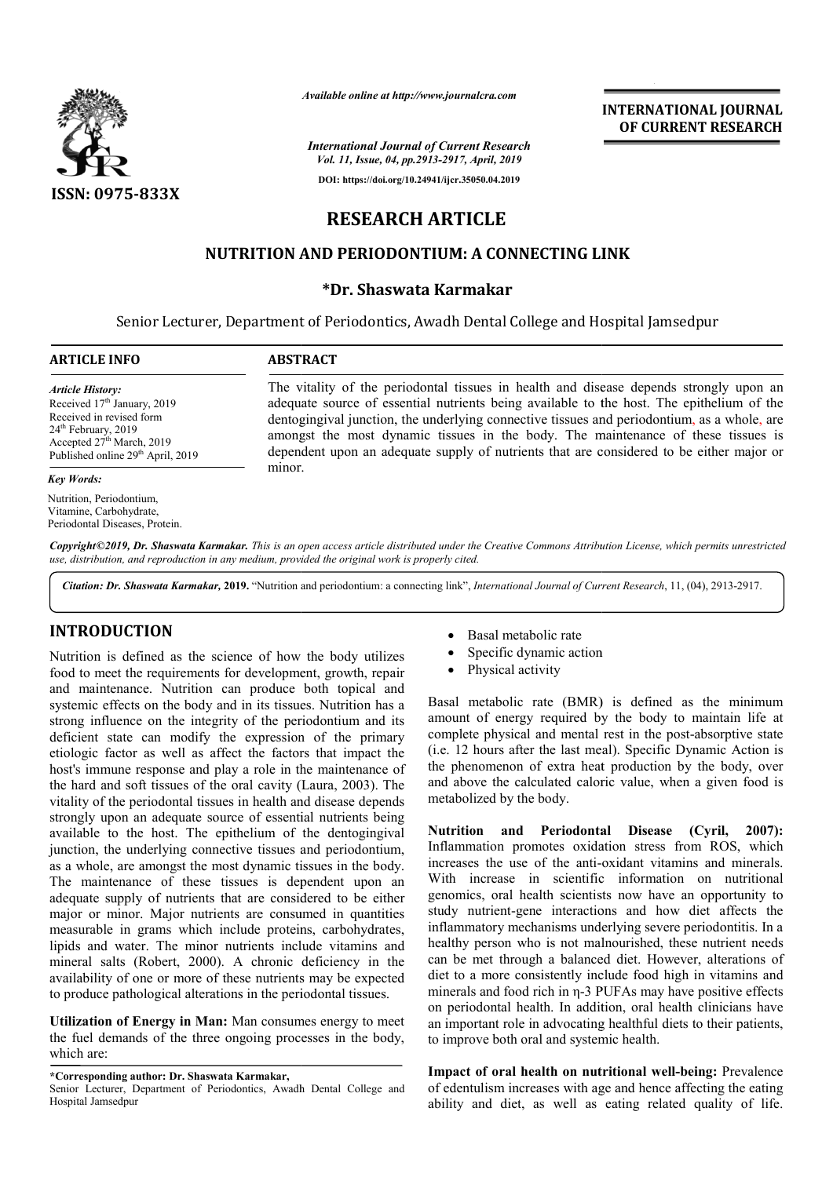*Available online at http://www.journalcra.com*

*International Journal of Current Research*
*Vol. 11, Issue, 04, pp.2913-2917, April, 2019*

**DOI: https://doi.org/10.24941/ijcr.35050.04.2019**

**ISSN: 0975-833X**

**INTERNATIONAL JOURNAL OF CURRENT RESEARCH**

# RESEARCH ARTICLE

## NUTRITION AND PERIODONTIUM: A CONNECTING LINK

**\*Dr. Shaswata Karmakar**

Senior Lecturer, Department of Periodontics, Awadh Dental College and Hospital Jamsedpur

**ARTICLE INFO**

*Article History:*
Received 17th January, 2019
Received in revised form
24th February, 2019
Accepted 27th March, 2019
Published online 29th April, 2019

*Key Words:*
Nutrition, Periodontium, Vitamine, Carbohydrate, Periodontal Diseases, Protein.

**ABSTRACT**

The vitality of the periodontal tissues in health and disease depends strongly upon an adequate source of essential nutrients being available to the host. The epithelium of the dentogingival junction, the underlying connective tissues and periodontium, as a whole, are amongst the most dynamic tissues in the body. The maintenance of these tissues is dependent upon an adequate supply of nutrients that are considered to be either major or minor.

*Copyright©2019, Dr. Shaswata Karmakar. This is an open access article distributed under the Creative Commons Attribution License, which permits unrestricted use, distribution, and reproduction in any medium, provided the original work is properly cited.*

*Citation: Dr. Shaswata Karmakar,* **2019.** "Nutrition and periodontium: a connecting link", *International Journal of Current Research*, 11, (04), 2913-2917.

# INTRODUCTION

Nutrition is defined as the science of how the body utilizes food to meet the requirements for development, growth, repair and maintenance. Nutrition can produce both topical and systemic effects on the body and in its tissues. Nutrition has a strong influence on the integrity of the periodontium and its deficient state can modify the expression of the primary etiologic factor as well as affect the factors that impact the host's immune response and play a role in the maintenance of the hard and soft tissues of the oral cavity (Laura, 2003). The vitality of the periodontal tissues in health and disease depends strongly upon an adequate source of essential nutrients being available to the host. The epithelium of the dentogingival junction, the underlying connective tissues and periodontium, as a whole, are amongst the most dynamic tissues in the body. The maintenance of these tissues is dependent upon an adequate supply of nutrients that are considered to be either major or minor. Major nutrients are consumed in quantities measurable in grams which include proteins, carbohydrates, lipids and water. The minor nutrients include vitamins and mineral salts (Robert, 2000). A chronic deficiency in the availability of one or more of these nutrients may be expected to produce pathological alterations in the periodontal tissues.

**Utilization of Energy in Man:** Man consumes energy to meet the fuel demands of the three ongoing processes in the body, which are:

- Basal metabolic rate
- Specific dynamic action
- Physical activity

Basal metabolic rate (BMR) is defined as the minimum amount of energy required by the body to maintain life at complete physical and mental rest in the post-absorptive state (i.e. 12 hours after the last meal). Specific Dynamic Action is the phenomenon of extra heat production by the body, over and above the calculated caloric value, when a given food is metabolized by the body.

**Nutrition and Periodontal Disease (Cyril, 2007):** Inflammation promotes oxidation stress from ROS, which increases the use of the anti-oxidant vitamins and minerals. With increase in scientific information on nutritional genomics, oral health scientists now have an opportunity to study nutrient-gene interactions and how diet affects the inflammatory mechanisms underlying severe periodontitis. In a healthy person who is not malnourished, these nutrient needs can be met through a balanced diet. However, alterations of diet to a more consistently include food high in vitamins and minerals and food rich in η-3 PUFAs may have positive effects on periodontal health. In addition, oral health clinicians have an important role in advocating healthful diets to their patients, to improve both oral and systemic health.

**Impact of oral health on nutritional well-being:** Prevalence of edentulism increases with age and hence affecting the eating ability and diet, as well as eating related quality of life.

**\*Corresponding author: Dr. Shaswata Karmakar,**
Senior Lecturer, Department of Periodontics, Awadh Dental College and Hospital Jamsedpur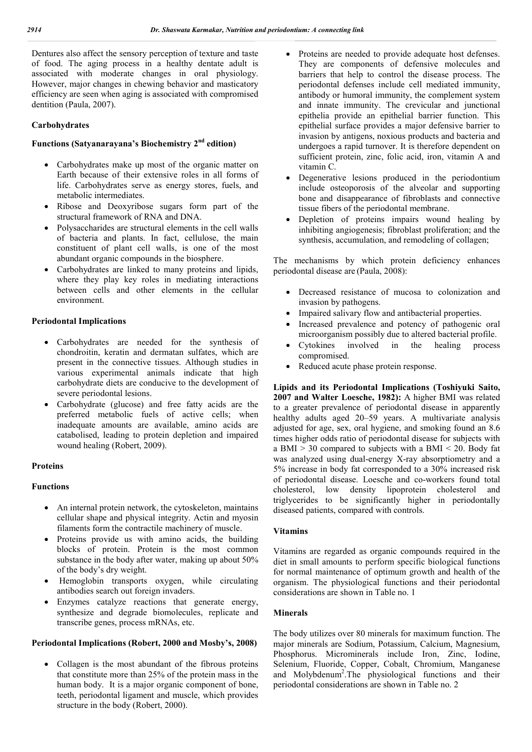Dentures also affect the sensory perception of texture and taste of food. The aging process in a healthy dentate adult is associated with moderate changes in oral physiology. However, major changes in chewing behavior and masticatory efficiency are seen when aging is associated with compromised dentition (Paula, 2007).

### Carbohydrates

#### Functions (Satyanarayana's Biochemistry 2nd edition)

- Carbohydrates make up most of the organic matter on Earth because of their extensive roles in all forms of life. Carbohydrates serve as energy stores, fuels, and metabolic intermediates.
- Ribose and Deoxyribose sugars form part of the structural framework of RNA and DNA.
- Polysaccharides are structural elements in the cell walls of bacteria and plants. In fact, cellulose, the main constituent of plant cell walls, is one of the most abundant organic compounds in the biosphere.
- Carbohydrates are linked to many proteins and lipids, where they play key roles in mediating interactions between cells and other elements in the cellular environment.

#### Periodontal Implications

- Carbohydrates are needed for the synthesis of chondroitin, keratin and dermatan sulfates, which are present in the connective tissues. Although studies in various experimental animals indicate that high carbohydrate diets are conducive to the development of severe periodontal lesions.
- Carbohydrate (glucose) and free fatty acids are the preferred metabolic fuels of active cells; when inadequate amounts are available, amino acids are catabolised, leading to protein depletion and impaired wound healing (Robert, 2009).

### Proteins

#### Functions

- An internal protein network, the cytoskeleton, maintains cellular shape and physical integrity. Actin and myosin filaments form the contractile machinery of muscle.
- Proteins provide us with amino acids, the building blocks of protein. Protein is the most common substance in the body after water, making up about 50% of the body's dry weight.
- Hemoglobin transports oxygen, while circulating antibodies search out foreign invaders.
- Enzymes catalyze reactions that generate energy, synthesize and degrade biomolecules, replicate and transcribe genes, process mRNAs, etc.

#### Periodontal Implications (Robert, 2000 and Mosby's, 2008)

- Collagen is the most abundant of the fibrous proteins that constitute more than 25% of the protein mass in the human body. It is a major organic component of bone, teeth, periodontal ligament and muscle, which provides structure in the body (Robert, 2000).
- Proteins are needed to provide adequate host defenses. They are components of defensive molecules and barriers that help to control the disease process. The periodontal defenses include cell mediated immunity, antibody or humoral immunity, the complement system and innate immunity. The crevicular and junctional epithelia provide an epithelial barrier function. This epithelial surface provides a major defensive barrier to invasion by antigens, noxious products and bacteria and undergoes a rapid turnover. It is therefore dependent on sufficient protein, zinc, folic acid, iron, vitamin A and vitamin C.
- Degenerative lesions produced in the periodontium include osteoporosis of the alveolar and supporting bone and disappearance of fibroblasts and connective tissue fibers of the periodontal membrane.
- Depletion of proteins impairs wound healing by inhibiting angiogenesis; fibroblast proliferation; and the synthesis, accumulation, and remodeling of collagen;

The mechanisms by which protein deficiency enhances periodontal disease are (Paula, 2008):

- Decreased resistance of mucosa to colonization and invasion by pathogens.
- Impaired salivary flow and antibacterial properties.
- Increased prevalence and potency of pathogenic oral microorganism possibly due to altered bacterial profile.
- Cytokines involved in the healing process compromised.
- Reduced acute phase protein response.

**Lipids and its Periodontal Implications (Toshiyuki Saito, 2007 and Walter Loesche, 1982):** A higher BMI was related to a greater prevalence of periodontal disease in apparently healthy adults aged 20–59 years. A multivariate analysis adjusted for age, sex, oral hygiene, and smoking found an 8.6 times higher odds ratio of periodontal disease for subjects with a BMI > 30 compared to subjects with a BMI < 20. Body fat was analyzed using dual-energy X-ray absorptiometry and a 5% increase in body fat corresponded to a 30% increased risk of periodontal disease. Loesche and co-workers found total cholesterol, low density lipoprotein cholesterol and triglycerides to be significantly higher in periodontally diseased patients, compared with controls.

### Vitamins

Vitamins are regarded as organic compounds required in the diet in small amounts to perform specific biological functions for normal maintenance of optimum growth and health of the organism. The physiological functions and their periodontal considerations are shown in Table no. 1

### Minerals

The body utilizes over 80 minerals for maximum function. The major minerals are Sodium, Potassium, Calcium, Magnesium, Phosphorus. Microminerals include Iron, Zinc, Iodine, Selenium, Fluoride, Copper, Cobalt, Chromium, Manganese and Molybdenum[2]. The physiological functions and their periodontal considerations are shown in Table no. 2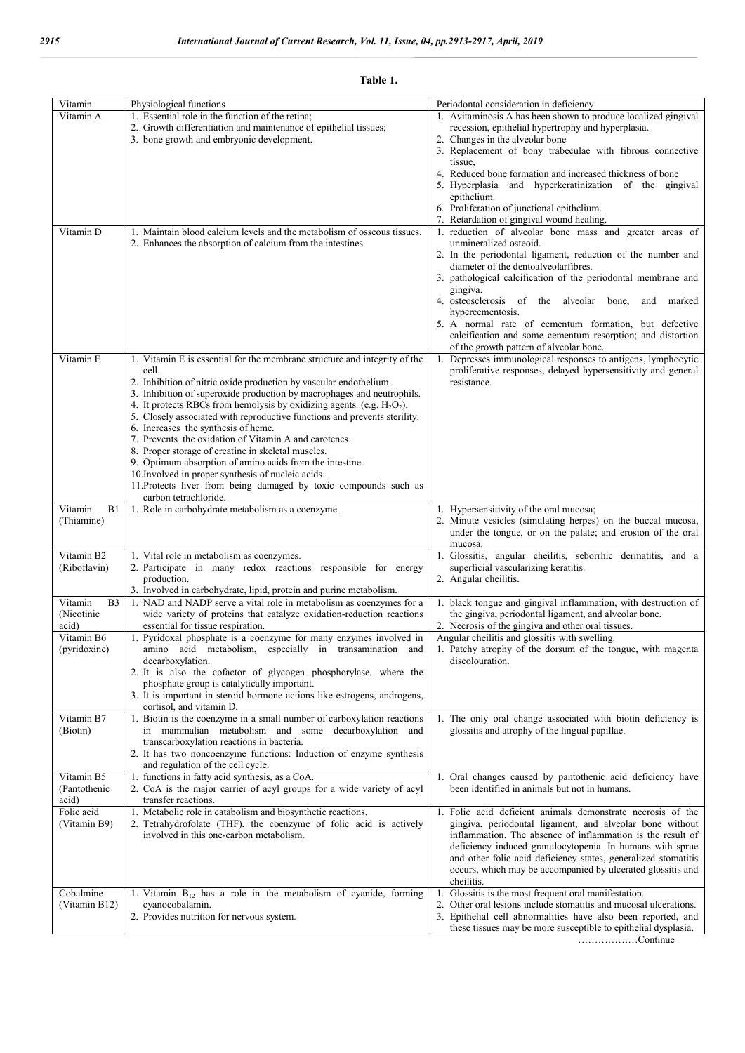**Table 1.**

| Vitamin | Physiological functions | Periodontal consideration in deficiency |
|---|---|---|
| Vitamin A | 1. Essential role in the function of the retina;<br>2. Growth differentiation and maintenance of epithelial tissues;<br>3. bone growth and embryonic development. | 1. Avitaminosis A has been shown to produce localized gingival recession, epithelial hypertrophy and hyperplasia.<br>2. Changes in the alveolar bone<br>3. Replacement of bony trabeculae with fibrous connective tissue,<br>4. Reduced bone formation and increased thickness of bone<br>5. Hyperplasia and hyperkeratinization of the gingival epithelium.<br>6. Proliferation of junctional epithelium.<br>7. Retardation of gingival wound healing. |
| Vitamin D | 1. Maintain blood calcium levels and the metabolism of osseous tissues.<br>2. Enhances the absorption of calcium from the intestines | 1. reduction of alveolar bone mass and greater areas of unmineralized osteoid.<br>2. In the periodontal ligament, reduction of the number and diameter of the dentoalveolarfibres.<br>3. pathological calcification of the periodontal membrane and gingiva.<br>4. osteosclerosis of the alveolar bone, and marked hypercementosis.<br>5. A normal rate of cementum formation, but defective calcification and some cementum resorption; and distortion of the growth pattern of alveolar bone. |
| Vitamin E | 1. Vitamin E is essential for the membrane structure and integrity of the cell.<br>2. Inhibition of nitric oxide production by vascular endothelium.<br>3. Inhibition of superoxide production by macrophages and neutrophils.<br>4. It protects RBCs from hemolysis by oxidizing agents. (e.g. $H_2O_2$).<br>5. Closely associated with reproductive functions and prevents sterility.<br>6. Increases the synthesis of heme.<br>7. Prevents the oxidation of Vitamin A and carotenes.<br>8. Proper storage of creatine in skeletal muscles.<br>9. Optimum absorption of amino acids from the intestine.<br>10.Involved in proper synthesis of nucleic acids.<br>11.Protects liver from being damaged by toxic compounds such as carbon tetrachloride. | 1. Depresses immunological responses to antigens, lymphocytic proliferative responses, delayed hypersensitivity and general resistance. |
| Vitamin B1 (Thiamine) | 1. Role in carbohydrate metabolism as a coenzyme. | 1. Hypersensitivity of the oral mucosa;<br>2. Minute vesicles (simulating herpes) on the buccal mucosa, under the tongue, or on the palate; and erosion of the oral mucosa. |
| Vitamin B2 (Riboflavin) | 1. Vital role in metabolism as coenzymes.<br>2. Participate in many redox reactions responsible for energy production.<br>3. Involved in carbohydrate, lipid, protein and purine metabolism. | 1. Glossitis, angular cheilitis, seborrhic dermatitis, and a superficial vascularizing keratitis.<br>2. Angular cheilitis. |
| Vitamin B3 (Nicotinic acid) | 1. NAD and NADP serve a vital role in metabolism as coenzymes for a wide variety of proteins that catalyze oxidation-reduction reactions essential for tissue respiration. | 1. black tongue and gingival inflammation, with destruction of the gingiva, periodontal ligament, and alveolar bone.<br>2. Necrosis of the gingiva and other oral tissues. |
| Vitamin B6 (pyridoxine) | 1. Pyridoxal phosphate is a coenzyme for many enzymes involved in amino acid metabolism, especially in transamination and decarboxylation.<br>2. It is also the cofactor of glycogen phosphorylase, where the phosphate group is catalytically important.<br>3. It is important in steroid hormone actions like estrogens, androgens, cortisol, and vitamin D. | Angular cheilitis and glossitis with swelling.<br>1. Patchy atrophy of the dorsum of the tongue, with magenta discolouration. |
| Vitamin B7 (Biotin) | 1. Biotin is the coenzyme in a small number of carboxylation reactions in mammalian metabolism and some decarboxylation and transcarboxylation reactions in bacteria.<br>2. It has two noncoenzyme functions: Induction of enzyme synthesis and regulation of the cell cycle. | 1. The only oral change associated with biotin deficiency is glossitis and atrophy of the lingual papillae. |
| Vitamin B5 (Pantothenic acid) | 1. functions in fatty acid synthesis, as a CoA.<br>2. CoA is the major carrier of acyl groups for a wide variety of acyl transfer reactions. | 1. Oral changes caused by pantothenic acid deficiency have been identified in animals but not in humans. |
| Folic acid (Vitamin B9) | 1. Metabolic role in catabolism and biosynthetic reactions.<br>2. Tetrahydrofolate (THF), the coenzyme of folic acid is actively involved in this one-carbon metabolism. | 1. Folic acid deficient animals demonstrate necrosis of the gingiva, periodontal ligament, and alveolar bone without inflammation. The absence of inflammation is the result of deficiency induced granulocytopenia. In humans with sprue and other folic acid deficiency states, generalized stomatitis occurs, which may be accompanied by ulcerated glossitis and cheilitis. |
| Cobalmine (Vitamin B12) | 1. Vitamin $B_{12}$ has a role in the metabolism of cyanide, forming cyanocobalamin.<br>2. Provides nutrition for nervous system. | 1. Glossitis is the most frequent oral manifestation.<br>2. Other oral lesions include stomatitis and mucosal ulcerations.<br>3. Epithelial cell abnormalities have also been reported, and these tissues may be more susceptible to epithelial dysplasia. |

………………Continue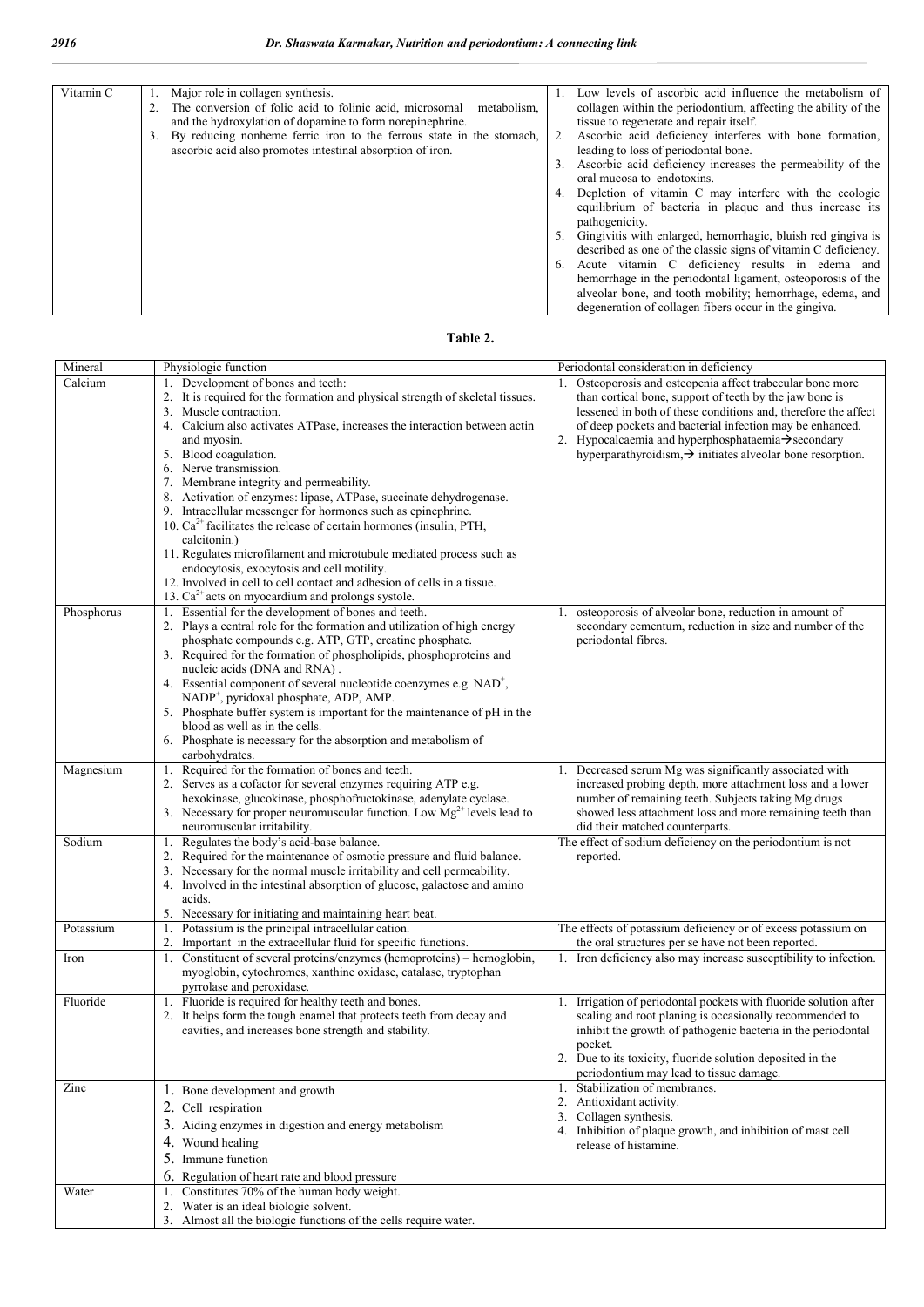| Vitamin C | 1. Major role in collagen synthesis. 2. The conversion of folic acid to folinic acid, microsomal metabolism, and the hydroxylation of dopamine to form norepinephrine. 3. By reducing nonheme ferric iron to the ferrous state in the stomach, ascorbic acid also promotes intestinal absorption of iron. | 1. Low levels of ascorbic acid influence the metabolism of collagen within the periodontium, affecting the ability of the tissue to regenerate and repair itself. 2. Ascorbic acid deficiency interferes with bone formation, leading to loss of periodontal bone. 3. Ascorbic acid deficiency increases the permeability of the oral mucosa to endotoxins. 4. Depletion of vitamin C may interfere with the ecologic equilibrium of bacteria in plaque and thus increase its pathogenicity. 5. Gingivitis with enlarged, hemorrhagic, bluish red gingiva is described as one of the classic signs of vitamin C deficiency. 6. Acute vitamin C deficiency results in edema and hemorrhage in the periodontal ligament, osteoporosis of the alveolar bone, and tooth mobility; hemorrhage, edema, and degeneration of collagen fibers occur in the gingiva. |
|---|---|---|

**Table 2.**

| Mineral | Physiologic function | Periodontal consideration in deficiency |
|---|---|---|
| Calcium | 1. Development of bones and teeth: 2. It is required for the formation and physical strength of skeletal tissues. 3. Muscle contraction. 4. Calcium also activates ATPase, increases the interaction between actin and myosin. 5. Blood coagulation. 6. Nerve transmission. 7. Membrane integrity and permeability. 8. Activation of enzymes: lipase, ATPase, succinate dehydrogenase. 9. Intracellular messenger for hormones such as epinephrine. 10. $Ca^{2+}$ facilitates the release of certain hormones (insulin, PTH, calcitonin.) 11. Regulates microfilament and microtubule mediated process such as endocytosis, exocytosis and cell motility. 12. Involved in cell to cell contact and adhesion of cells in a tissue. 13. $Ca^{2+}$ acts on myocardium and prolongs systole. | 1. Osteoporosis and osteopenia affect trabecular bone more than cortical bone, support of teeth by the jaw bone is lessened in both of these conditions and, therefore the affect of deep pockets and bacterial infection may be enhanced. 2. Hypocalcaemia and hyperphosphataemia→secondary hyperparathyroidism,→ initiates alveolar bone resorption. |
| Phosphorus | 1. Essential for the development of bones and teeth. 2. Plays a central role for the formation and utilization of high energy phosphate compounds e.g. ATP, GTP, creatine phosphate. 3. Required for the formation of phospholipids, phosphoproteins and nucleic acids (DNA and RNA) . 4. Essential component of several nucleotide coenzymes e.g. $NAD^+$, $NADP^+$, pyridoxal phosphate, ADP, AMP. 5. Phosphate buffer system is important for the maintenance of pH in the blood as well as in the cells. 6. Phosphate is necessary for the absorption and metabolism of carbohydrates. | 1. osteoporosis of alveolar bone, reduction in amount of secondary cementum, reduction in size and number of the periodontal fibres. |
| Magnesium | 1. Required for the formation of bones and teeth. 2. Serves as a cofactor for several enzymes requiring ATP e.g. hexokinase, glucokinase, phosphofructokinase, adenylate cyclase. 3. Necessary for proper neuromuscular function. Low $Mg^{2+}$ levels lead to neuromuscular irritability. | 1. Decreased serum Mg was significantly associated with increased probing depth, more attachment loss and a lower number of remaining teeth. Subjects taking Mg drugs showed less attachment loss and more remaining teeth than did their matched counterparts. |
| Sodium | 1. Regulates the body's acid-base balance. 2. Required for the maintenance of osmotic pressure and fluid balance. 3. Necessary for the normal muscle irritability and cell permeability. 4. Involved in the intestinal absorption of glucose, galactose and amino acids. 5. Necessary for initiating and maintaining heart beat. | The effect of sodium deficiency on the periodontium is not reported. |
| Potassium | 1. Potassium is the principal intracellular cation. 2. Important in the extracellular fluid for specific functions. | The effects of potassium deficiency or of excess potassium on the oral structures per se have not been reported. |
| Iron | 1. Constituent of several proteins/enzymes (hemoproteins) – hemoglobin, myoglobin, cytochromes, xanthine oxidase, catalase, tryptophan pyrrolase and peroxidase. | 1. Iron deficiency also may increase susceptibility to infection. |
| Fluoride | 1. Fluoride is required for healthy teeth and bones. 2. It helps form the tough enamel that protects teeth from decay and cavities, and increases bone strength and stability. | 1. Irrigation of periodontal pockets with fluoride solution after scaling and root planing is occasionally recommended to inhibit the growth of pathogenic bacteria in the periodontal pocket. 2. Due to its toxicity, fluoride solution deposited in the periodontium may lead to tissue damage. |
| Zinc | 1. Bone development and growth 2. Cell respiration 3. Aiding enzymes in digestion and energy metabolism 4. Wound healing 5. Immune function 6. Regulation of heart rate and blood pressure | 1. Stabilization of membranes. 2. Antioxidant activity. 3. Collagen synthesis. 4. Inhibition of plaque growth, and inhibition of mast cell release of histamine. |
| Water | 1. Constitutes 70% of the human body weight. 2. Water is an ideal biologic solvent. 3. Almost all the biologic functions of the cells require water. | |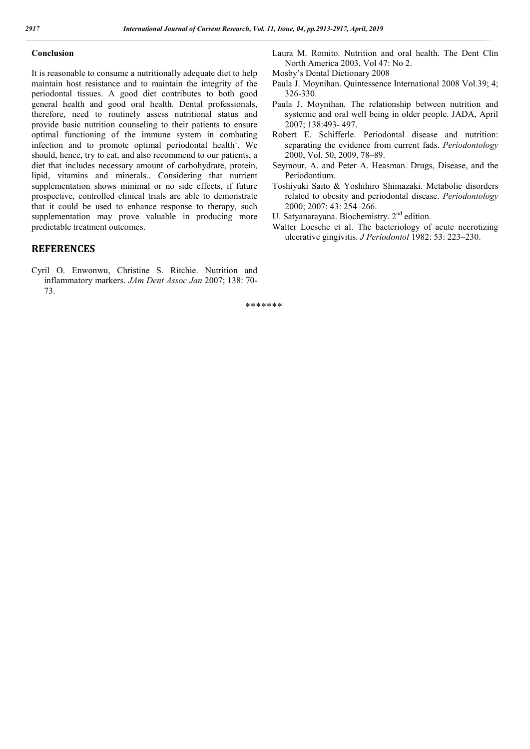## Conclusion

It is reasonable to consume a nutritionally adequate diet to help maintain host resistance and to maintain the integrity of the periodontal tissues. A good diet contributes to both good general health and good oral health. Dental professionals, therefore, need to routinely assess nutritional status and provide basic nutrition counseling to their patients to ensure optimal functioning of the immune system in combating infection and to promote optimal periodontal health[1]. We should, hence, try to eat, and also recommend to our patients, a diet that includes necessary amount of carbohydrate, protein, lipid, vitamins and minerals.. Considering that nutrient supplementation shows minimal or no side effects, if future prospective, controlled clinical trials are able to demonstrate that it could be used to enhance response to therapy, such supplementation may prove valuable in producing more predictable treatment outcomes.

## REFERENCES

Cyril O. Enwonwu, Christine S. Ritchie. Nutrition and inflammatory markers. *JAm Dent Assoc Jan* 2007; 138: 70-73.

Laura M. Romito. Nutrition and oral health. The Dent Clin North America 2003, Vol 47: No 2.

Mosby's Dental Dictionary 2008

Paula J. Moynihan. Quintessence International 2008 Vol.39; 4; 326-330.

Paula J. Moynihan. The relationship between nutrition and systemic and oral well being in older people. JADA, April 2007; 138:493- 497.

Robert E. Schifferle. Periodontal disease and nutrition: separating the evidence from current fads. *Periodontology* 2000, Vol. 50, 2009, 78–89.

Seymour, A. and Peter A. Heasman. Drugs, Disease, and the Periodontium.

Toshiyuki Saito & Yoshihiro Shimazaki. Metabolic disorders related to obesity and periodontal disease. *Periodontology* 2000; 2007: 43: 254–266.

U. Satyanarayana. Biochemistry. 2nd edition.

Walter Loesche et al. The bacteriology of acute necrotizing ulcerative gingivitis. *J Periodontol* 1982: 53: 223–230.

\*\*\*\*\*\*\*